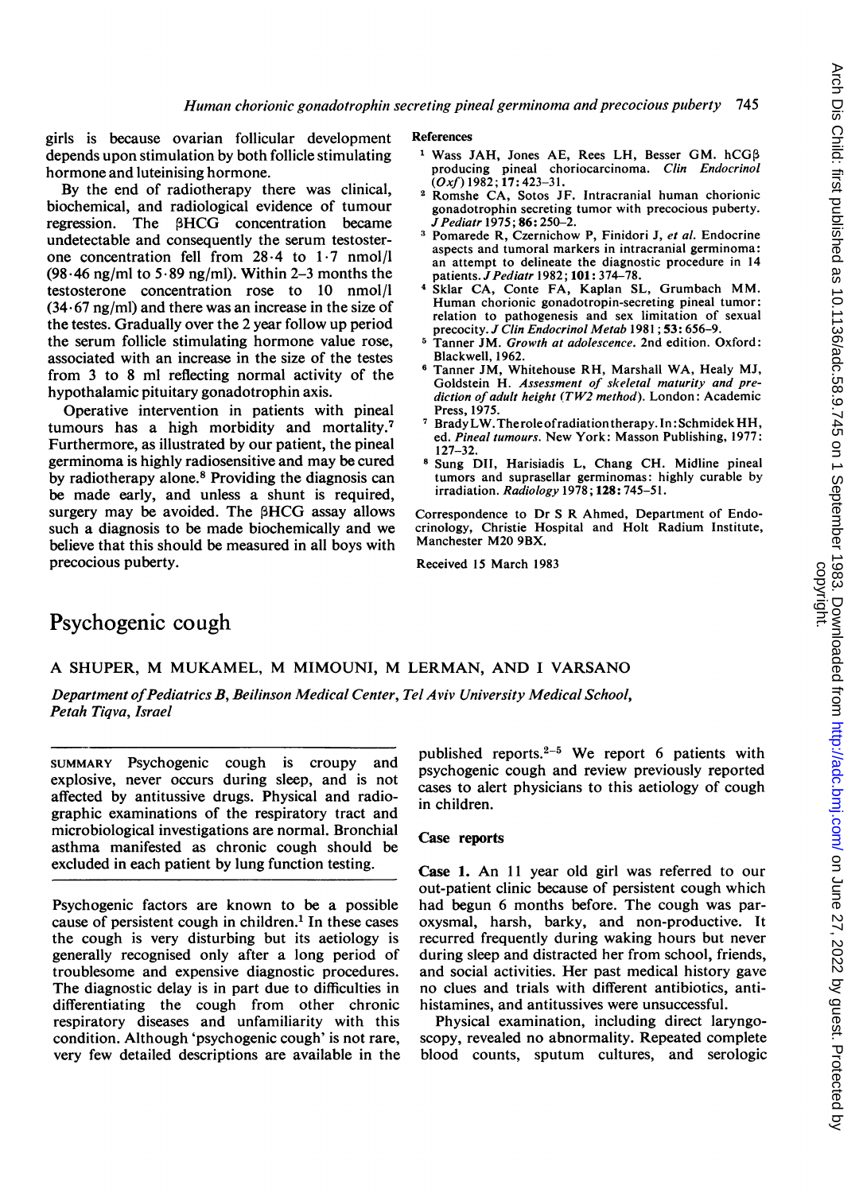girls is because ovarian follicular development depends upon stimulation by both follicle stimulating hormone and luteinising hormone.

By the end of radiotherapy there was clinical, biochemical, and radiological evidence of tumour regression. The βHCG concentration became undetectable and consequently the serum testosterone concentration fell from 28·4 to 1·7 nmol/l (98·46 ng/ml to 5·89 ng/ml). Within 2–3 months the testosterone concentration rose to 10 nmol/l (34·67 ng/ml) and there was an increase in the size of the testes. Gradually over the 2 year follow up period the serum follicle stimulating hormone value rose, associated with an increase in the size of the testes from 3 to 8 ml reflecting normal activity of the hypothalamic pituitary gonadotrophin axis.

Operative intervention in patients with pineal tumours has a high morbidity and mortality.[7] Furthermore, as illustrated by our patient, the pineal germinoma is highly radiosensitive and may be cured by radiotherapy alone.[8] Providing the diagnosis can be made early, and unless a shunt is required, surgery may be avoided. The βHCG assay allows such a diagnosis to be made biochemically and we believe that this should be measured in all boys with precocious puberty.

## References

1. Wass JAH, Jones AE, Rees LH, Besser GM. hCGβ producing pineal choriocarcinoma. *Clin Endocrinol (Oxf)* 1982; **17**: 423–31.
2. Romshe CA, Sotos JF. Intracranial human chorionic gonadotrophin secreting tumor with precocious puberty. *J Pediatr* 1975; **86**: 250–2.
3. Pomarede R, Czernichow P, Finidori J, *et al.* Endocrine aspects and tumoral markers in intracranial germinoma: an attempt to delineate the diagnostic procedure in 14 patients. *J Pediatr* 1982; **101**: 374–78.
4. Sklar CA, Conte FA, Kaplan SL, Grumbach MM. Human chorionic gonadotropin-secreting pineal tumor: relation to pathogenesis and sex limitation of sexual precocity. *J Clin Endocrinol Metab* 1981; **53**: 656–9.
5. Tanner JM. *Growth at adolescence.* 2nd edition. Oxford: Blackwell, 1962.
6. Tanner JM, Whitehouse RH, Marshall WA, Healy MJ, Goldstein H. *Assessment of skeletal maturity and prediction of adult height (TW2 method).* London: Academic Press, 1975.
7. Brady LW. The role of radiation therapy. In: Schmidek HH, ed. *Pineal tumours.* New York: Masson Publishing, 1977: 127–32.
8. Sung DII, Harisiadis L, Chang CH. Midline pineal tumors and suprasellar germinomas: highly curable by irradiation. *Radiology* 1978; **128**: 745–51.

Correspondence to Dr S R Ahmed, Department of Endocrinology, Christie Hospital and Holt Radium Institute, Manchester M20 9BX.

Received 15 March 1983

# Psychogenic cough

A SHUPER, M MUKAMEL, M MIMOUNI, M LERMAN, AND I VARSANO

*Department of Pediatrics B, Beilinson Medical Center, Tel Aviv University Medical School, Petah Tiqva, Israel*

SUMMARY Psychogenic cough is croupy and explosive, never occurs during sleep, and is not affected by antitussive drugs. Physical and radiographic examinations of the respiratory tract and microbiological investigations are normal. Bronchial asthma manifested as chronic cough should be excluded in each patient by lung function testing.

Psychogenic factors are known to be a possible cause of persistent cough in children.[1] In these cases the cough is very disturbing but its aetiology is generally recognised only after a long period of troublesome and expensive diagnostic procedures. The diagnostic delay is in part due to difficulties in differentiating the cough from other chronic respiratory diseases and unfamiliarity with this condition. Although 'psychogenic cough' is not rare, very few detailed descriptions are available in the published reports.[2–5] We report 6 patients with psychogenic cough and review previously reported cases to alert physicians to this aetiology of cough in children.

## Case reports

**Case 1.** An 11 year old girl was referred to our out-patient clinic because of persistent cough which had begun 6 months before. The cough was paroxysmal, harsh, barky, and non-productive. It recurred frequently during waking hours but never during sleep and distracted her from school, friends, and social activities. Her past medical history gave no clues and trials with different antibiotics, antihistamines, and antitussives were unsuccessful.

Physical examination, including direct laryngoscopy, revealed no abnormality. Repeated complete blood counts, sputum cultures, and serologic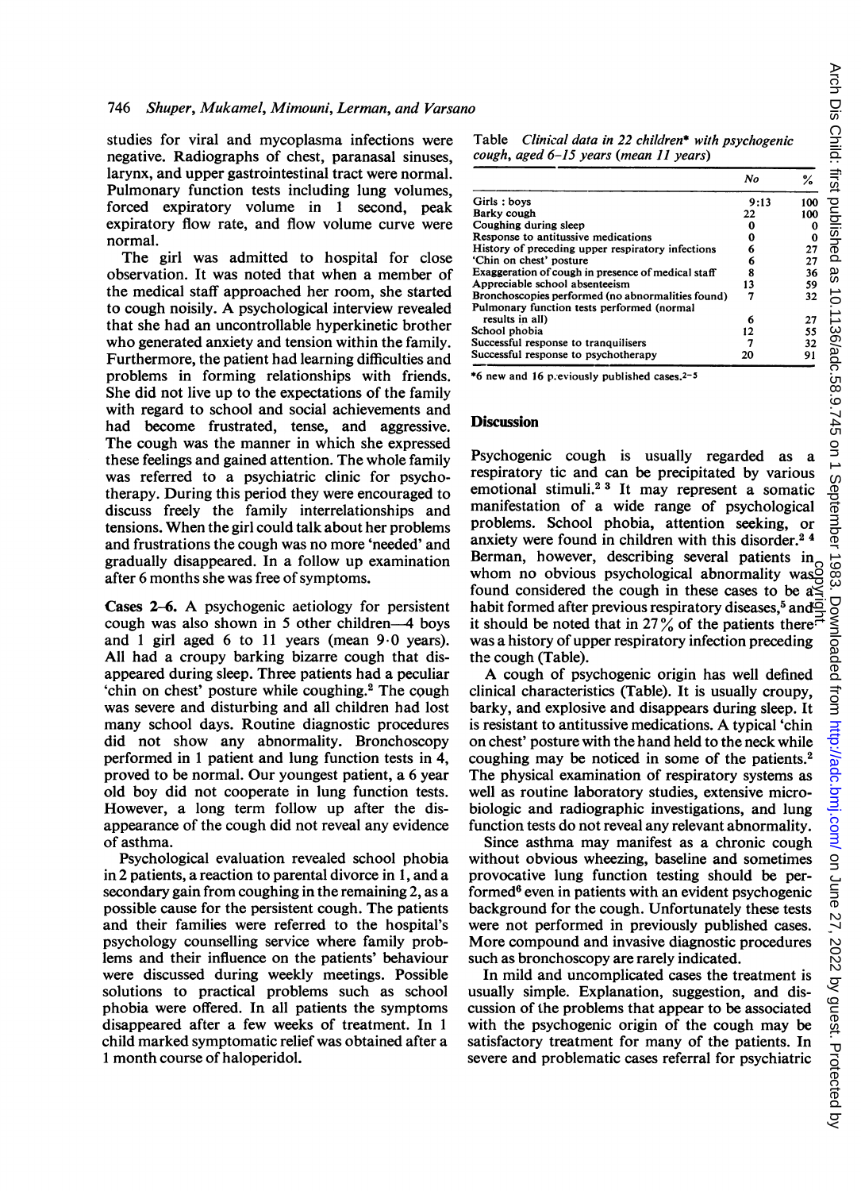studies for viral and mycoplasma infections were negative. Radiographs of chest, paranasal sinuses, larynx, and upper gastrointestinal tract were normal. Pulmonary function tests including lung volumes, forced expiratory volume in 1 second, peak expiratory flow rate, and flow volume curve were normal.

The girl was admitted to hospital for close observation. It was noted that when a member of the medical staff approached her room, she started to cough noisily. A psychological interview revealed that she had an uncontrollable hyperkinetic brother who generated anxiety and tension within the family. Furthermore, the patient had learning difficulties and problems in forming relationships with friends. She did not live up to the expectations of the family with regard to school and social achievements and had become frustrated, tense, and aggressive. The cough was the manner in which she expressed these feelings and gained attention. The whole family was referred to a psychiatric clinic for psychotherapy. During this period they were encouraged to discuss freely the family interrelationships and tensions. When the girl could talk about her problems and frustrations the cough was no more 'needed' and gradually disappeared. In a follow up examination after 6 months she was free of symptoms.

**Cases 2–6.** A psychogenic aetiology for persistent cough was also shown in 5 other children—4 boys and 1 girl aged 6 to 11 years (mean 9·0 years). All had a croupy barking bizarre cough that disappeared during sleep. Three patients had a peculiar 'chin on chest' posture while coughing.[2] The cough was severe and disturbing and all children had lost many school days. Routine diagnostic procedures did not show any abnormality. Bronchoscopy performed in 1 patient and lung function tests in 4, proved to be normal. Our youngest patient, a 6 year old boy did not cooperate in lung function tests. However, a long term follow up after the disappearance of the cough did not reveal any evidence of asthma.

Psychological evaluation revealed school phobia in 2 patients, a reaction to parental divorce in 1, and a secondary gain from coughing in the remaining 2, as a possible cause for the persistent cough. The patients and their families were referred to the hospital's psychology counselling service where family problems and their influence on the patients' behaviour were discussed during weekly meetings. Possible solutions to practical problems such as school phobia were offered. In all patients the symptoms disappeared after a few weeks of treatment. In 1 child marked symptomatic relief was obtained after a 1 month course of haloperidol.

Table *Clinical data in 22 children\* with psychogenic cough, aged 6–15 years (mean 11 years)*

| | No | % |
|---|---|---|
| Girls : boys | 9:13 | 100 |
| Barky cough | 22 | 100 |
| Coughing during sleep | 0 | 0 |
| Response to antitussive medications | 0 | 0 |
| History of preceding upper respiratory infections | 6 | 27 |
| 'Chin on chest' posture | 6 | 27 |
| Exaggeration of cough in presence of medical staff | 8 | 36 |
| Appreciable school absenteeism | 13 | 59 |
| Bronchoscopies performed (no abnormalities found) | 7 | 32 |
| Pulmonary function tests performed (normal results in all) | 6 | 27 |
| School phobia | 12 | 55 |
| Successful response to tranquilisers | 7 | 32 |
| Successful response to psychotherapy | 20 | 91 |

\*6 new and 16 previously published cases.[2–5]

## Discussion

Psychogenic cough is usually regarded as a respiratory tic and can be precipitated by various emotional stimuli.[2,3] It may represent a somatic manifestation of a wide range of psychological problems. School phobia, attention seeking, or anxiety were found in children with this disorder.[2,4] Berman, however, describing several patients in whom no obvious psychological abnormality was found considered the cough in these cases to be a habit formed after previous respiratory diseases,[5] and it should be noted that in 27% of the patients there was a history of upper respiratory infection preceding the cough (Table).

A cough of psychogenic origin has well defined clinical characteristics (Table). It is usually croupy, barky, and explosive and disappears during sleep. It is resistant to antitussive medications. A typical 'chin on chest' posture with the hand held to the neck while coughing may be noticed in some of the patients.[2] The physical examination of respiratory systems as well as routine laboratory studies, extensive microbiologic and radiographic investigations, and lung function tests do not reveal any relevant abnormality.

Since asthma may manifest as a chronic cough without obvious wheezing, baseline and sometimes provocative lung function testing should be performed[6] even in patients with an evident psychogenic background for the cough. Unfortunately these tests were not performed in previously published cases. More compound and invasive diagnostic procedures such as bronchoscopy are rarely indicated.

In mild and uncomplicated cases the treatment is usually simple. Explanation, suggestion, and discussion of the problems that appear to be associated with the psychogenic origin of the cough may be satisfactory treatment for many of the patients. In severe and problematic cases referral for psychiatric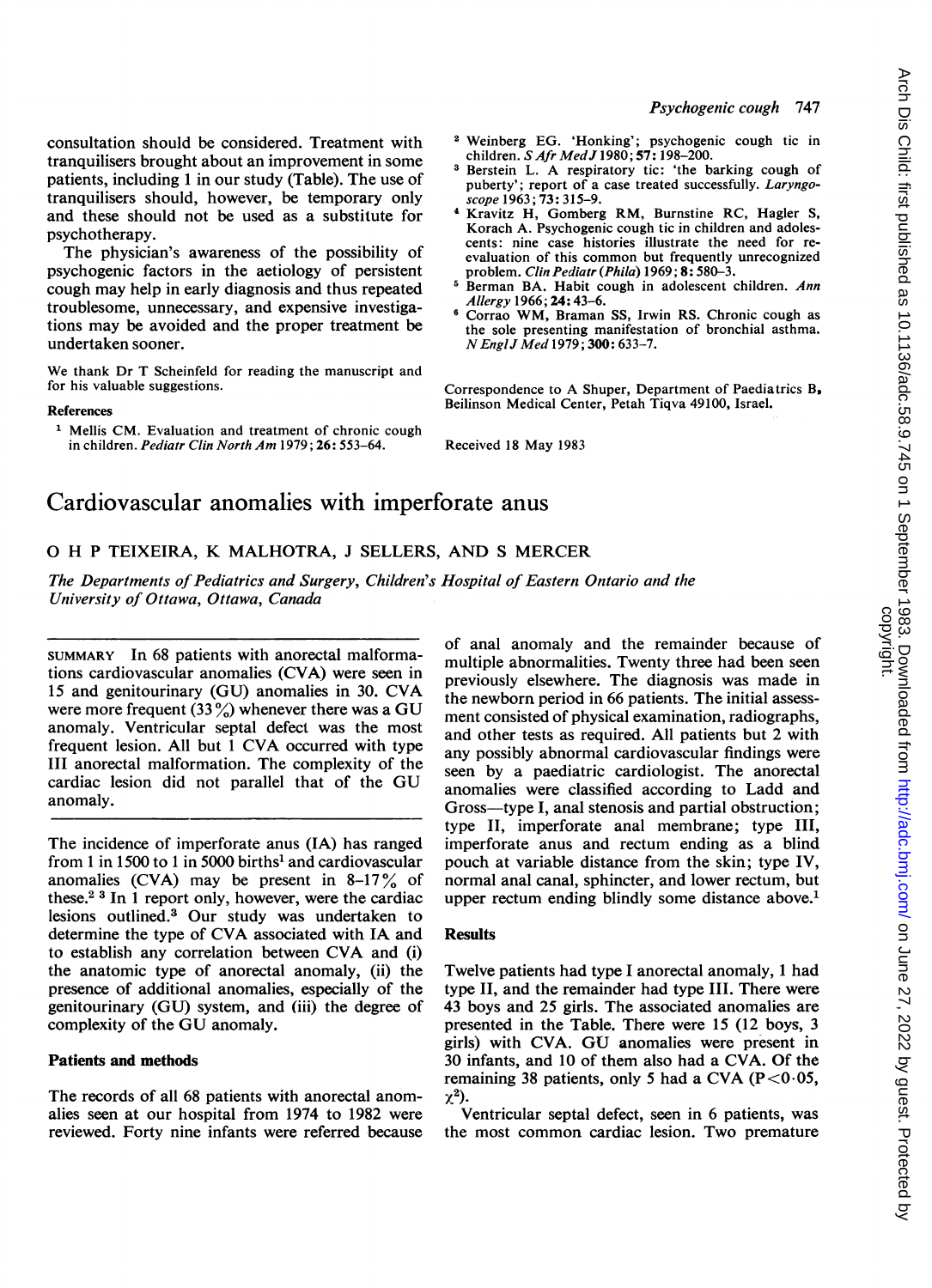consultation should be considered. Treatment with tranquilisers brought about an improvement in some patients, including 1 in our study (Table). The use of tranquilisers should, however, be temporary only and these should not be used as a substitute for psychotherapy.

The physician's awareness of the possibility of psychogenic factors in the aetiology of persistent cough may help in early diagnosis and thus repeated troublesome, unnecessary, and expensive investigations may be avoided and the proper treatment be undertaken sooner.

We thank Dr T Scheinfeld for reading the manuscript and for his valuable suggestions.

### References

1. Mellis CM. Evaluation and treatment of chronic cough in children. *Pediatr Clin North Am* 1979; **26**: 553–64.
2. Weinberg EG. 'Honking'; psychogenic cough tic in children. *S Afr Med J* 1980; **57**: 198–200.
3. Berstein L. A respiratory tic: 'the barking cough of puberty'; report of a case treated successfully. *Laryngoscope* 1963; **73**: 315–9.
4. Kravitz H, Gomberg RM, Burnstine RC, Hagler S, Korach A. Psychogenic cough tic in children and adolescents: nine case histories illustrate the need for re-evaluation of this common but frequently unrecognized problem. *Clin Pediatr (Phila)* 1969; **8**: 580–3.
5. Berman BA. Habit cough in adolescent children. *Ann Allergy* 1966; **24**: 43–6.
6. Corrao WM, Braman SS, Irwin RS. Chronic cough as the sole presenting manifestation of bronchial asthma. *N Engl J Med* 1979; **300**: 633–7.

Correspondence to A Shuper, Department of Paediatrics B, Beilinson Medical Center, Petah Tiqva 49100, Israel.

Received 18 May 1983

# Cardiovascular anomalies with imperforate anus

O H P TEIXEIRA, K MALHOTRA, J SELLERS, AND S MERCER

*The Departments of Pediatrics and Surgery, Children's Hospital of Eastern Ontario and the University of Ottawa, Ottawa, Canada*

SUMMARY In 68 patients with anorectal malformations cardiovascular anomalies (CVA) were seen in 15 and genitourinary (GU) anomalies in 30. CVA were more frequent (33%) whenever there was a GU anomaly. Ventricular septal defect was the most frequent lesion. All but 1 CVA occurred with type III anorectal malformation. The complexity of the cardiac lesion did not parallel that of the GU anomaly.

The incidence of imperforate anus (IA) has ranged from 1 in 1500 to 1 in 5000 births[1] and cardiovascular anomalies (CVA) may be present in 8–17% of these.[2,3] In 1 report only, however, were the cardiac lesions outlined.[3] Our study was undertaken to determine the type of CVA associated with IA and to establish any correlation between CVA and (i) the anatomic type of anorectal anomaly, (ii) the presence of additional anomalies, especially of the genitourinary (GU) system, and (iii) the degree of complexity of the GU anomaly.

## Patients and methods

The records of all 68 patients with anorectal anomalies seen at our hospital from 1974 to 1982 were reviewed. Forty nine infants were referred because of anal anomaly and the remainder because of multiple abnormalities. Twenty three had been seen previously elsewhere. The diagnosis was made in the newborn period in 66 patients. The initial assessment consisted of physical examination, radiographs, and other tests as required. All patients but 2 with any possibly abnormal cardiovascular findings were seen by a paediatric cardiologist. The anorectal anomalies were classified according to Ladd and Gross—type I, anal stenosis and partial obstruction; type II, imperforate anal membrane; type III, imperforate anus and rectum ending as a blind pouch at variable distance from the skin; type IV, normal anal canal, sphincter, and lower rectum, but upper rectum ending blindly some distance above.[1]

## Results

Twelve patients had type I anorectal anomaly, 1 had type II, and the remainder had type III. There were 43 boys and 25 girls. The associated anomalies are presented in the Table. There were 15 (12 boys, 3 girls) with CVA. GU anomalies were present in 30 infants, and 10 of them also had a CVA. Of the remaining 38 patients, only 5 had a CVA ($P<0.05$, $\chi^2$).

Ventricular septal defect, seen in 6 patients, was the most common cardiac lesion. Two premature